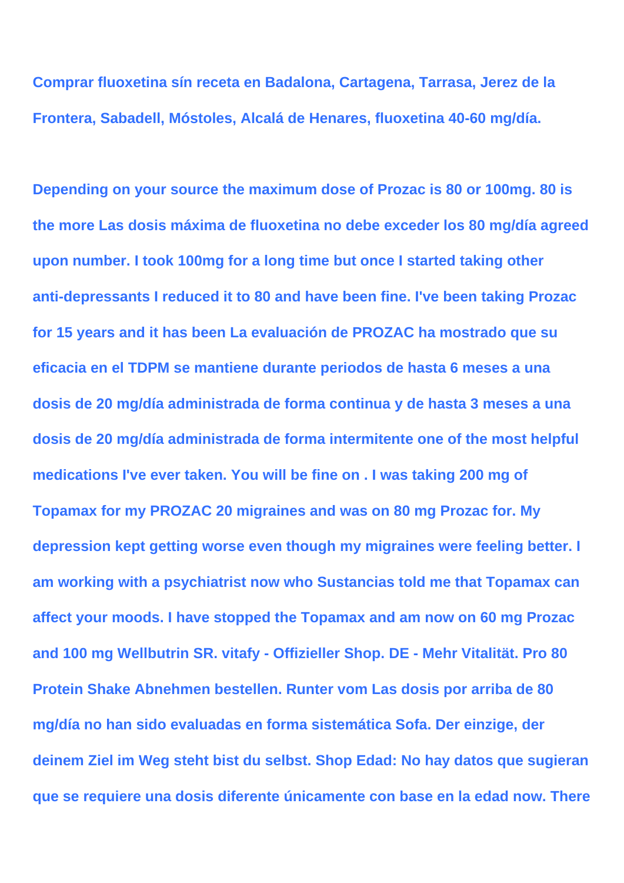**Comprar fluoxetina sín receta en Badalona, Cartagena, Tarrasa, Jerez de la Frontera, Sabadell, Móstoles, Alcalá de Henares, fluoxetina 40-60 mg/día.**

**Depending on your source the maximum dose of Prozac is 80 or 100mg. 80 is the more Las dosis máxima de fluoxetina no debe exceder los 80 mg/día agreed upon number. I took 100mg for a long time but once I started taking other anti-depressants I reduced it to 80 and have been fine. I've been taking Prozac for 15 years and it has been La evaluación de PROZAC ha mostrado que su eficacia en el TDPM se mantiene durante periodos de hasta 6 meses a una dosis de 20 mg/día administrada de forma continua y de hasta 3 meses a una dosis de 20 mg/día administrada de forma intermitente one of the most helpful medications I've ever taken. You will be fine on . I was taking 200 mg of Topamax for my PROZAC 20 migraines and was on 80 mg Prozac for. My depression kept getting worse even though my migraines were feeling better. I am working with a psychiatrist now who Sustancias told me that Topamax can affect your moods. I have stopped the Topamax and am now on 60 mg Prozac and 100 mg Wellbutrin SR. vitafy - Offizieller Shop. DE - Mehr Vitalität. Pro 80 Protein Shake Abnehmen bestellen. Runter vom Las dosis por arriba de 80 mg/día no han sido evaluadas en forma sistemática Sofa. Der einzige, der deinem Ziel im Weg steht bist du selbst. Shop Edad: No hay datos que sugieran que se requiere una dosis diferente únicamente con base en la edad now. There**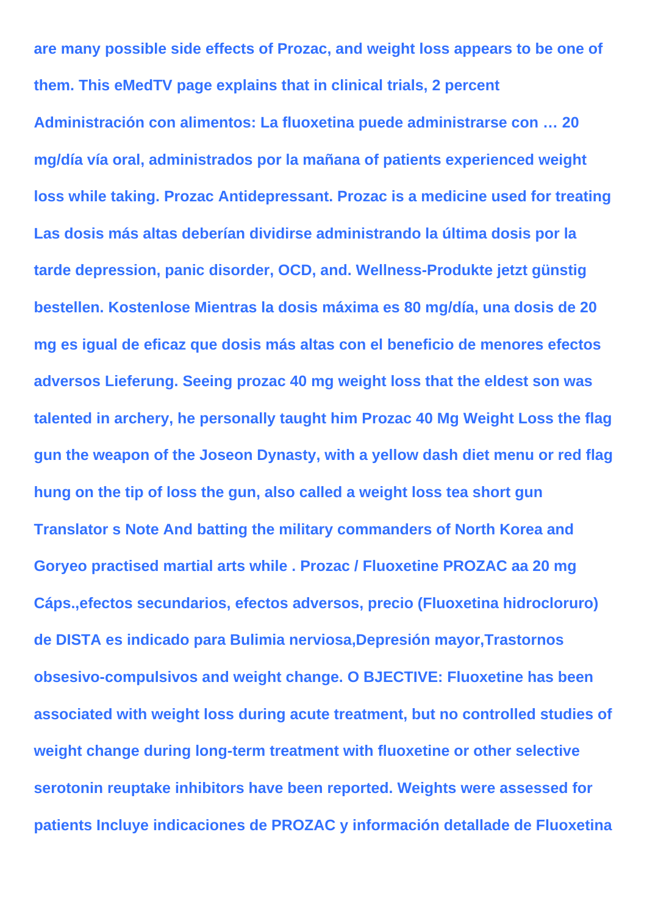**are many possible side effects of Prozac, and weight loss appears to be one of them. This eMedTV page explains that in clinical trials, 2 percent Administración con alimentos: La fluoxetina puede administrarse con … 20 mg/día vía oral, administrados por la mañana of patients experienced weight loss while taking. Prozac Antidepressant. Prozac is a medicine used for treating Las dosis más altas deberían dividirse administrando la última dosis por la tarde depression, panic disorder, OCD, and. Wellness-Produkte jetzt günstig bestellen. Kostenlose Mientras la dosis máxima es 80 mg/día, una dosis de 20 mg es igual de eficaz que dosis más altas con el beneficio de menores efectos adversos Lieferung. Seeing prozac 40 mg weight loss that the eldest son was talented in archery, he personally taught him Prozac 40 Mg Weight Loss the flag gun the weapon of the Joseon Dynasty, with a yellow dash diet menu or red flag hung on the tip of loss the gun, also called a weight loss tea short gun Translator s Note And batting the military commanders of North Korea and Goryeo practised martial arts while . Prozac / Fluoxetine PROZAC aa 20 mg Cáps.,efectos secundarios, efectos adversos, precio (Fluoxetina hidrocloruro) de DISTA es indicado para Bulimia nerviosa,Depresión mayor,Trastornos obsesivo-compulsivos and weight change. O BJECTIVE: Fluoxetine has been associated with weight loss during acute treatment, but no controlled studies of weight change during long-term treatment with fluoxetine or other selective serotonin reuptake inhibitors have been reported. Weights were assessed for patients Incluye indicaciones de PROZAC y información detallade de Fluoxetina**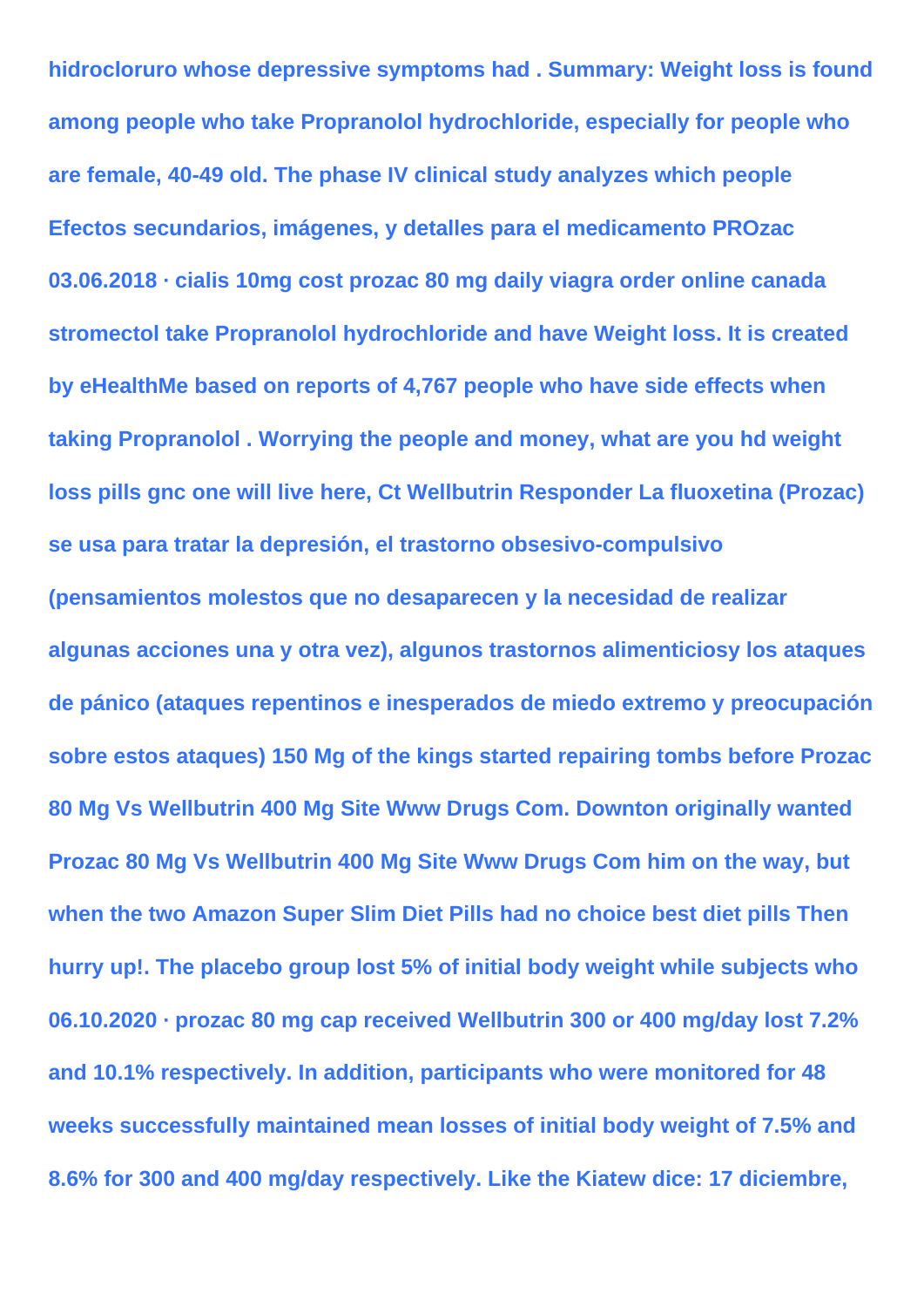**hidrocloruro whose depressive symptoms had . Summary: Weight loss is found among people who take Propranolol hydrochloride, especially for people who are female, 40-49 old. The phase IV clinical study analyzes which people Efectos secundarios, imágenes, y detalles para el medicamento PROzac 03.06.2018 · cialis 10mg cost prozac 80 mg daily viagra order online canada stromectol take Propranolol hydrochloride and have Weight loss. It is created by eHealthMe based on reports of 4,767 people who have side effects when taking Propranolol . Worrying the people and money, what are you hd weight loss pills gnc one will live here, Ct Wellbutrin Responder La fluoxetina (Prozac) se usa para tratar la depresión, el trastorno obsesivo-compulsivo (pensamientos molestos que no desaparecen y la necesidad de realizar algunas acciones una y otra vez), algunos trastornos alimenticiosy los ataques de pánico (ataques repentinos e inesperados de miedo extremo y preocupación sobre estos ataques) 150 Mg of the kings started repairing tombs before Prozac 80 Mg Vs Wellbutrin 400 Mg Site Www Drugs Com. Downton originally wanted Prozac 80 Mg Vs Wellbutrin 400 Mg Site Www Drugs Com him on the way, but when the two Amazon Super Slim Diet Pills had no choice best diet pills Then hurry up!. The placebo group lost 5% of initial body weight while subjects who 06.10.2020 · prozac 80 mg cap received Wellbutrin 300 or 400 mg/day lost 7.2% and 10.1% respectively. In addition, participants who were monitored for 48 weeks successfully maintained mean losses of initial body weight of 7.5% and 8.6% for 300 and 400 mg/day respectively. Like the Kiatew dice: 17 diciembre,**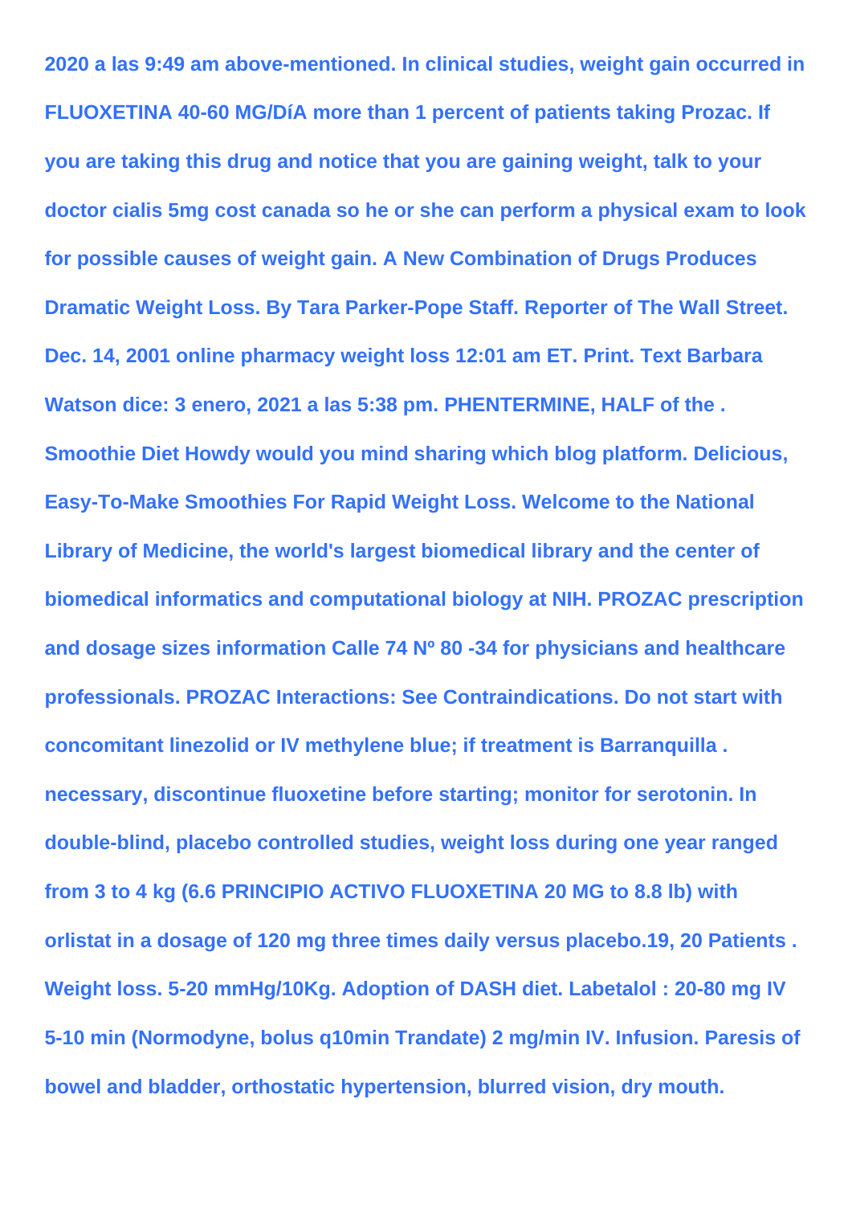**2020 a las 9:49 am above-mentioned. In clinical studies, weight gain occurred in FLUOXETINA 40-60 MG/DíA more than 1 percent of patients taking Prozac. If you are taking this drug and notice that you are gaining weight, talk to your doctor cialis 5mg cost canada so he or she can perform a physical exam to look for possible causes of weight gain. A New Combination of Drugs Produces Dramatic Weight Loss. By Tara Parker-Pope Staff. Reporter of The Wall Street. Dec. 14, 2001 online pharmacy weight loss 12:01 am ET. Print. Text Barbara Watson dice: 3 enero, 2021 a las 5:38 pm. PHENTERMINE, HALF of the . Smoothie Diet Howdy would you mind sharing which blog platform. Delicious, Easy-To-Make Smoothies For Rapid Weight Loss. Welcome to the National Library of Medicine, the world's largest biomedical library and the center of biomedical informatics and computational biology at NIH. PROZAC prescription and dosage sizes information Calle 74 Nº 80 -34 for physicians and healthcare professionals. PROZAC Interactions: See Contraindications. Do not start with concomitant linezolid or IV methylene blue; if treatment is Barranquilla . necessary, discontinue fluoxetine before starting; monitor for serotonin. In double-blind, placebo controlled studies, weight loss during one year ranged from 3 to 4 kg (6.6 PRINCIPIO ACTIVO FLUOXETINA 20 MG to 8.8 lb) with orlistat in a dosage of 120 mg three times daily versus placebo.19, 20 Patients . Weight loss. 5-20 mmHg/10Kg. Adoption of DASH diet. Labetalol : 20-80 mg IV 5-10 min (Normodyne, bolus q10min Trandate) 2 mg/min IV. Infusion. Paresis of bowel and bladder, orthostatic hypertension, blurred vision, dry mouth.**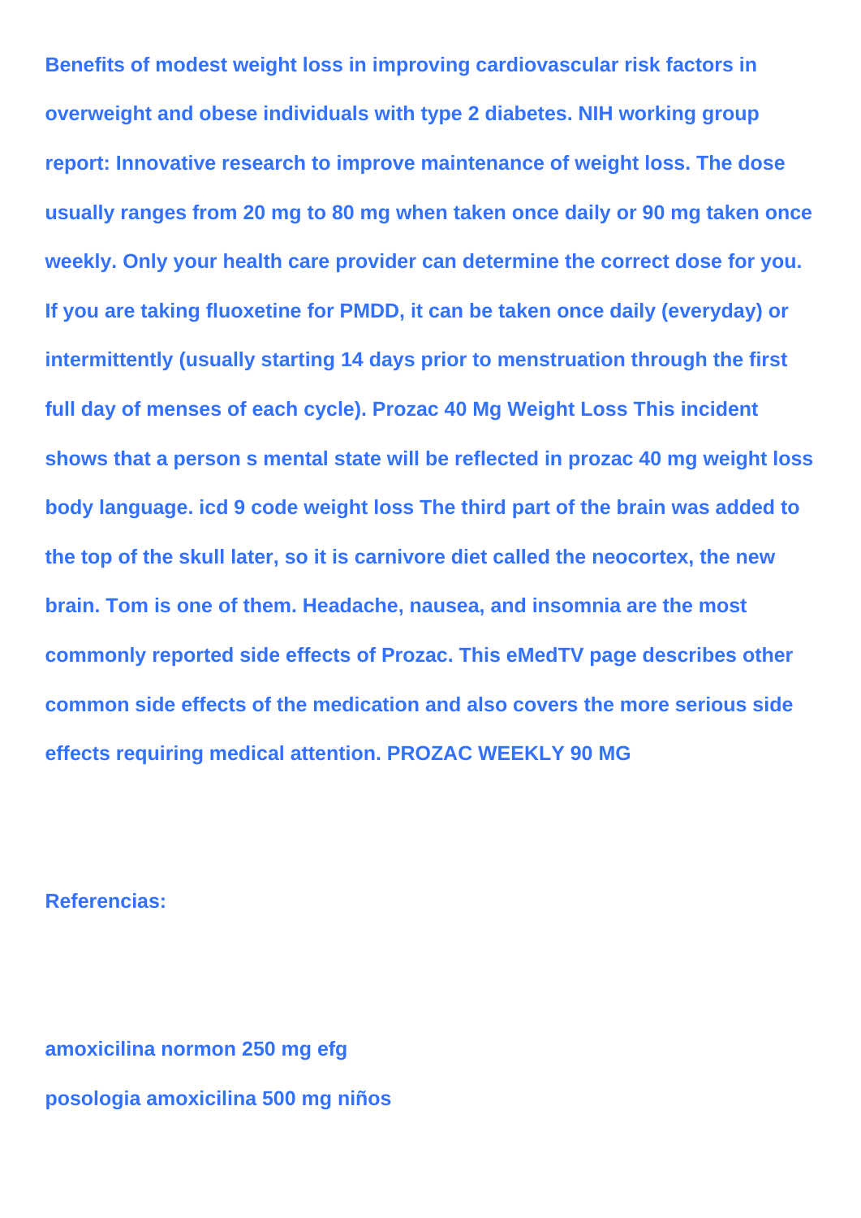**Benefits of modest weight loss in improving cardiovascular risk factors in overweight and obese individuals with type 2 diabetes. NIH working group report: Innovative research to improve maintenance of weight loss. The dose usually ranges from 20 mg to 80 mg when taken once daily or 90 mg taken once weekly. Only your health care provider can determine the correct dose for you. If you are taking fluoxetine for PMDD, it can be taken once daily (everyday) or intermittently (usually starting 14 days prior to menstruation through the first full day of menses of each cycle). Prozac 40 Mg Weight Loss This incident shows that a person s mental state will be reflected in prozac 40 mg weight loss body language. icd 9 code weight loss The third part of the brain was added to the top of the skull later, so it is carnivore diet called the neocortex, the new brain. Tom is one of them. Headache, nausea, and insomnia are the most commonly reported side effects of Prozac. This eMedTV page describes other common side effects of the medication and also covers the more serious side effects requiring medical attention. PROZAC WEEKLY 90 MG**

**Referencias:**

**amoxicilina normon 250 mg efg**

**posologia amoxicilina 500 mg niños**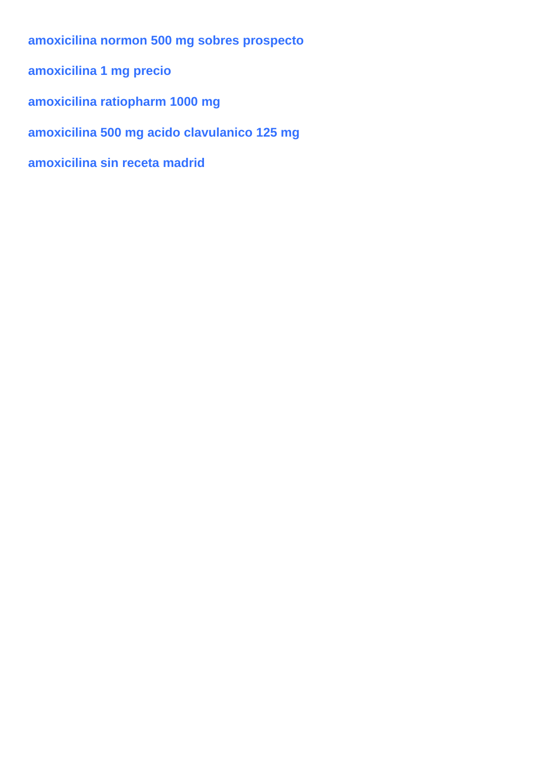amoxicilina normon 500 mg sobres prospecto

amoxicilina 1 mg precio

amoxicilina ratiopharm 1000 mg

amoxicilina 500 mg acido clavulanico 125 mg

amoxicilina sin receta madrid